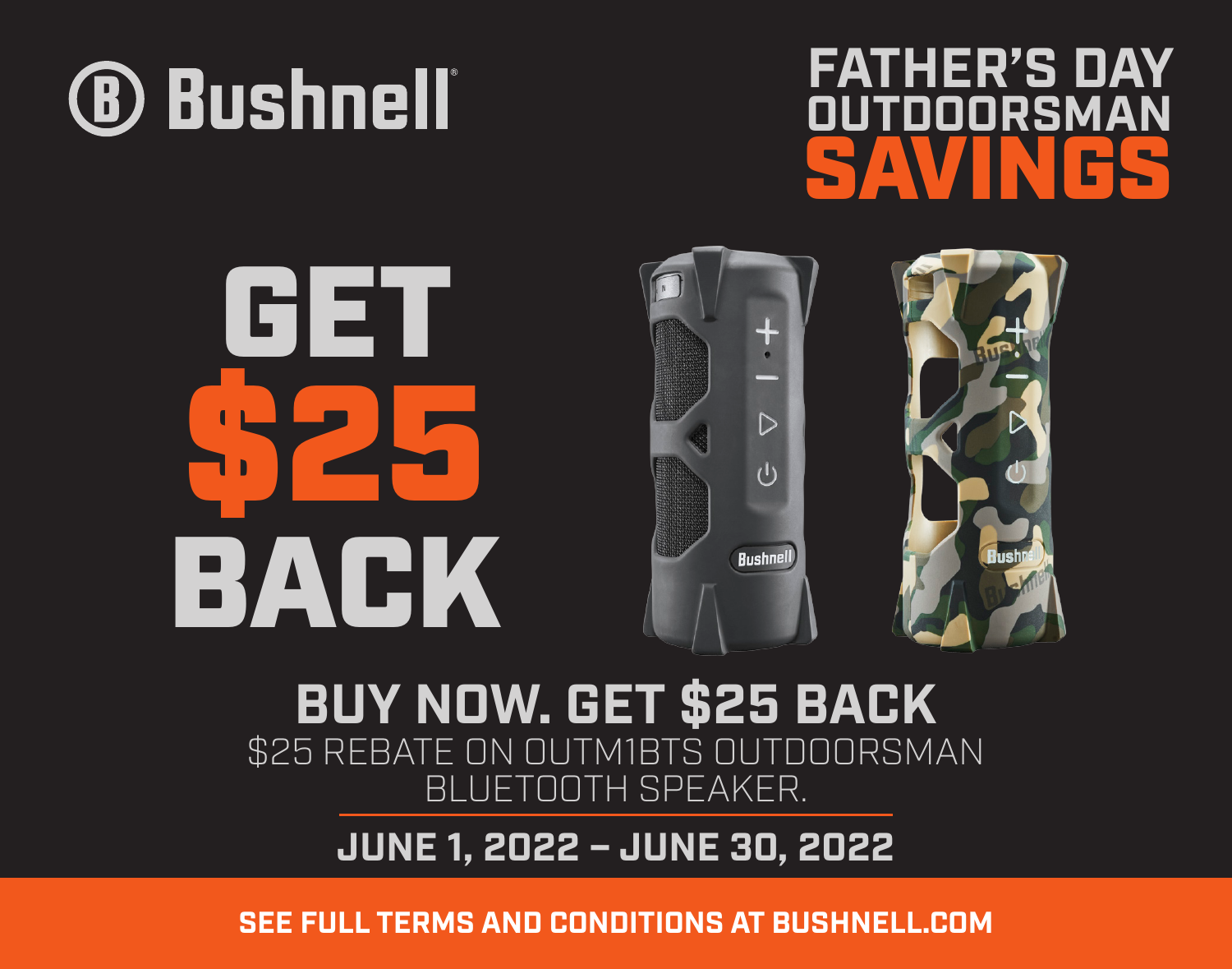# Bushnell

# FATHER'S DAY OUTDOORSMAN SAVINGS

# GET $25 BACK

## BUY NOW. GET $25 BACK

$25 REBATE ON OUTM1BTS OUTDOORSMAN BLUETOOTH SPEAKER.

**JUNE 1, 2022 – JUNE 30, 2022**

**SEE FULL TERMS AND CONDITIONS AT BUSHNELL.COM**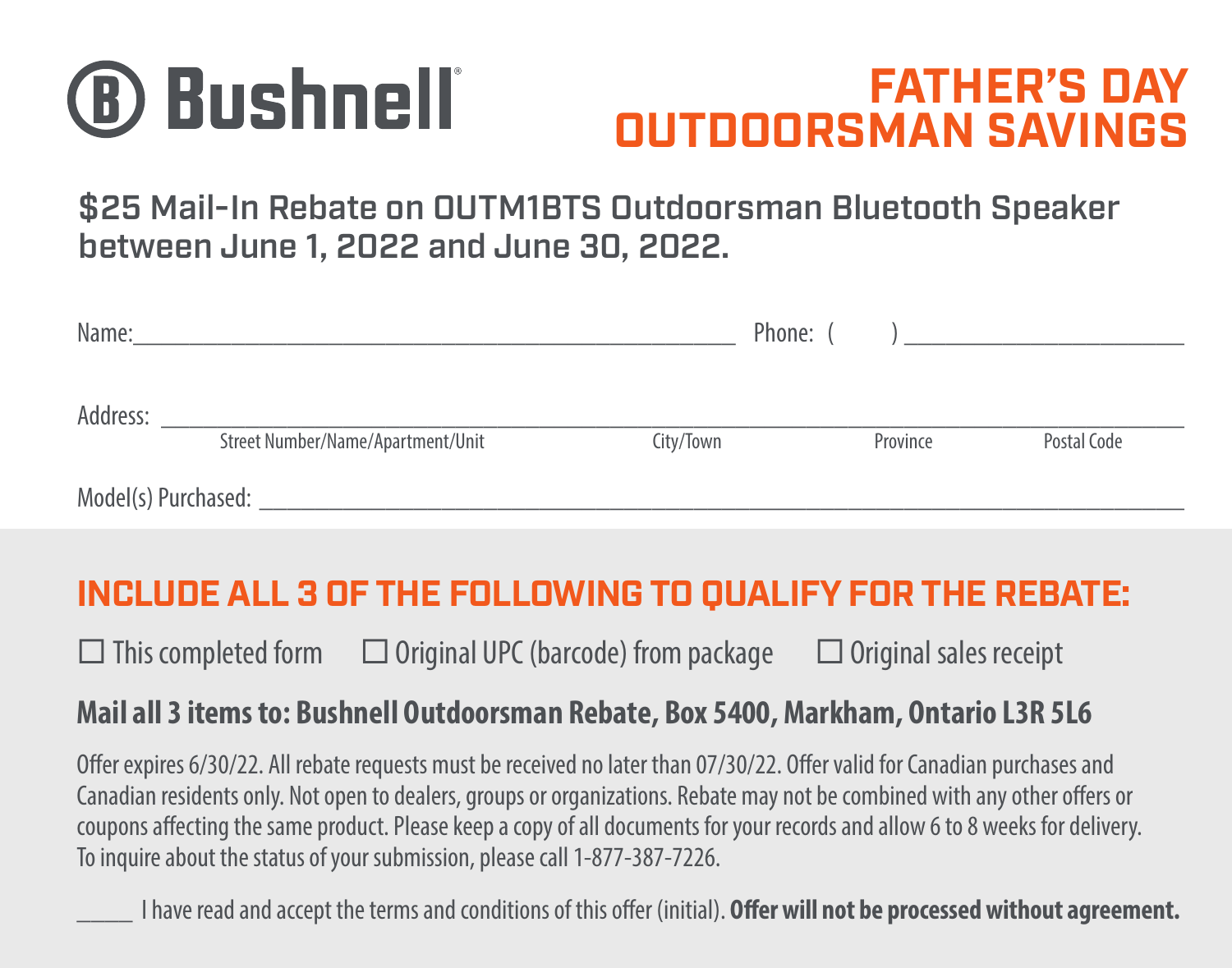# Bushnell

## FATHER'S DAY OUTDOORSMAN SAVINGS

### $25 Mail-In Rebate on OUTM1BTS Outdoorsman Bluetooth Speaker between June 1, 2022 and June 30, 2022.

Name:_______________________________________________ Phone: ( ) _______________________

Address: ______________________________________________________________________________

Street Number/Name/Apartment/Unit City/Town Province Postal Code

Model(s) Purchased: ____________________________________________________________________

## INCLUDE ALL 3 OF THE FOLLOWING TO QUALIFY FOR THE REBATE:

☐ This completed form ☐ Original UPC (barcode) from package ☐ Original sales receipt

**Mail all 3 items to: Bushnell Outdoorsman Rebate, Box 5400, Markham, Ontario L3R 5L6**

Offer expires 6/30/22. All rebate requests must be received no later than 07/30/22. Offer valid for Canadian purchases and Canadian residents only. Not open to dealers, groups or organizations. Rebate may not be combined with any other offers or coupons affecting the same product. Please keep a copy of all documents for your records and allow 6 to 8 weeks for delivery. To inquire about the status of your submission, please call 1-877-387-7226.

_____ I have read and accept the terms and conditions of this offer (initial). **Offer will not be processed without agreement.**